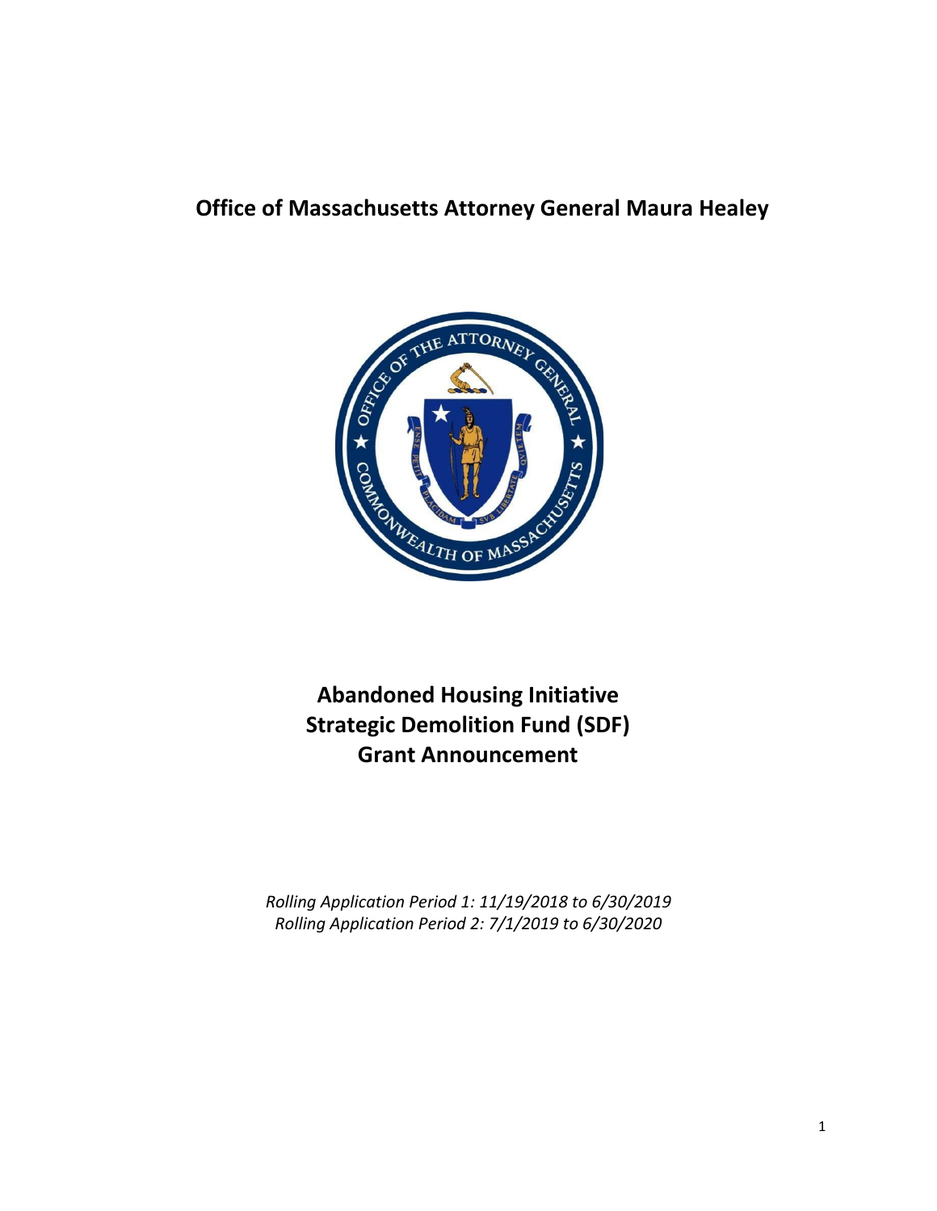# Office of Massachusetts Attorney General Maura Healey

# Abandoned Housing Initiative
# Strategic Demolition Fund (SDF)
# Grant Announcement

*Rolling Application Period 1: 11/19/2018 to 6/30/2019*
*Rolling Application Period 2: 7/1/2019 to 6/30/2020*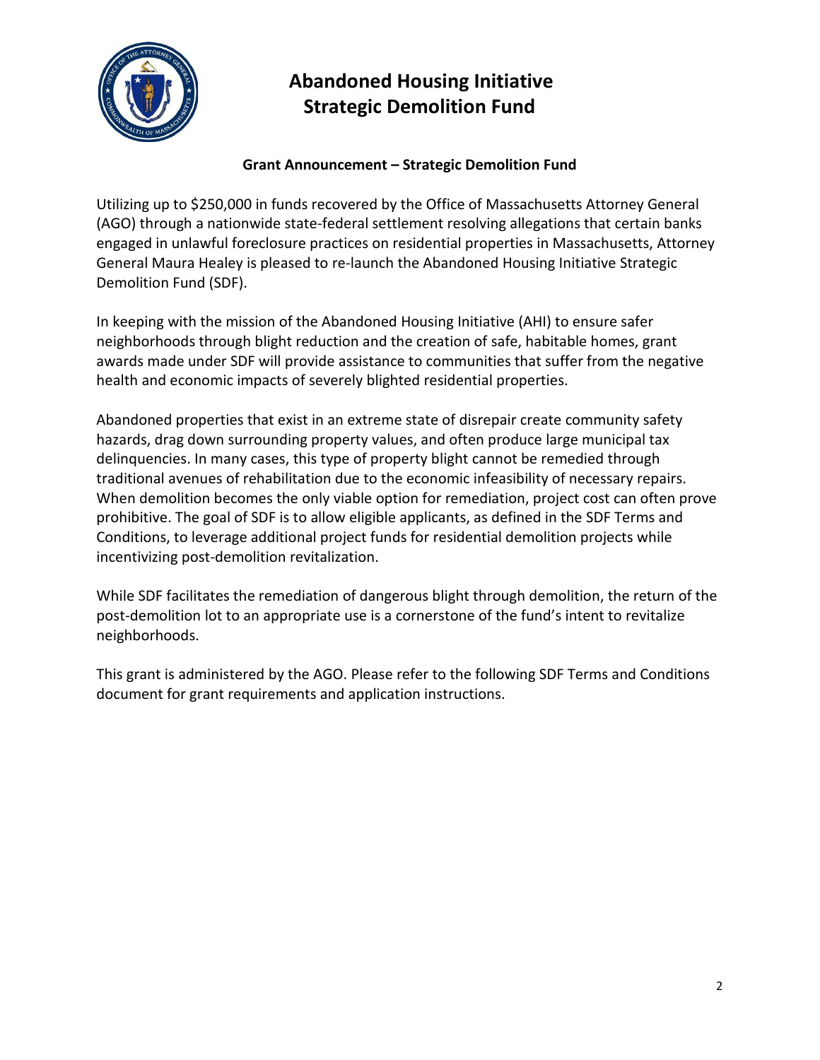# Abandoned Housing Initiative Strategic Demolition Fund

### Grant Announcement – Strategic Demolition Fund

Utilizing up to $250,000 in funds recovered by the Office of Massachusetts Attorney General (AGO) through a nationwide state-federal settlement resolving allegations that certain banks engaged in unlawful foreclosure practices on residential properties in Massachusetts, Attorney General Maura Healey is pleased to re-launch the Abandoned Housing Initiative Strategic Demolition Fund (SDF).

In keeping with the mission of the Abandoned Housing Initiative (AHI) to ensure safer neighborhoods through blight reduction and the creation of safe, habitable homes, grant awards made under SDF will provide assistance to communities that suffer from the negative health and economic impacts of severely blighted residential properties.

Abandoned properties that exist in an extreme state of disrepair create community safety hazards, drag down surrounding property values, and often produce large municipal tax delinquencies. In many cases, this type of property blight cannot be remedied through traditional avenues of rehabilitation due to the economic infeasibility of necessary repairs. When demolition becomes the only viable option for remediation, project cost can often prove prohibitive. The goal of SDF is to allow eligible applicants, as defined in the SDF Terms and Conditions, to leverage additional project funds for residential demolition projects while incentivizing post-demolition revitalization.

While SDF facilitates the remediation of dangerous blight through demolition, the return of the post-demolition lot to an appropriate use is a cornerstone of the fund's intent to revitalize neighborhoods.

This grant is administered by the AGO. Please refer to the following SDF Terms and Conditions document for grant requirements and application instructions.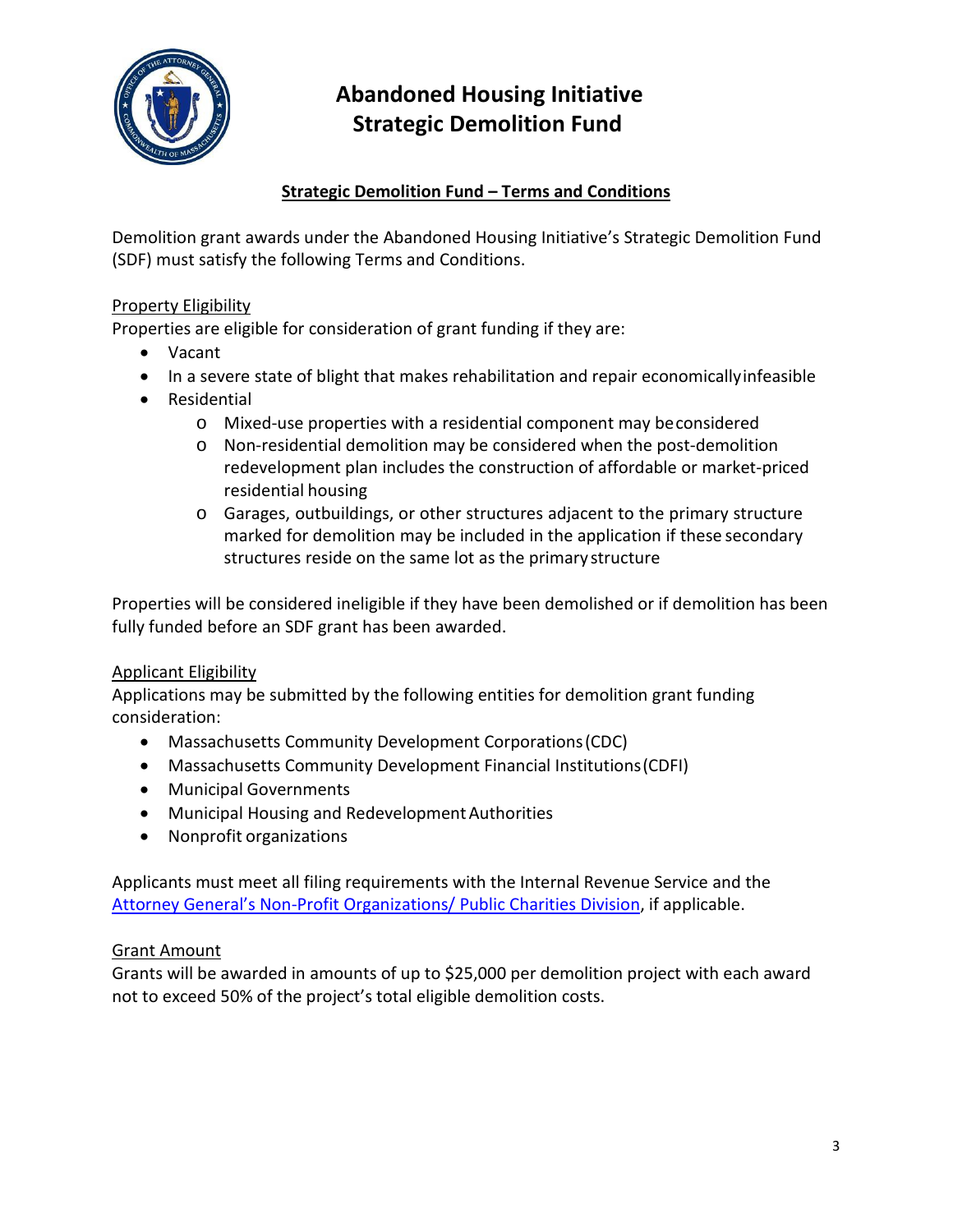# Abandoned Housing Initiative
# Strategic Demolition Fund

## Strategic Demolition Fund – Terms and Conditions

Demolition grant awards under the Abandoned Housing Initiative's Strategic Demolition Fund (SDF) must satisfy the following Terms and Conditions.

### Property Eligibility

Properties are eligible for consideration of grant funding if they are:

- Vacant
- In a severe state of blight that makes rehabilitation and repair economically infeasible
- Residential
  - Mixed-use properties with a residential component may be considered
  - Non-residential demolition may be considered when the post-demolition redevelopment plan includes the construction of affordable or market-priced residential housing
  - Garages, outbuildings, or other structures adjacent to the primary structure marked for demolition may be included in the application if these secondary structures reside on the same lot as the primary structure

Properties will be considered ineligible if they have been demolished or if demolition has been fully funded before an SDF grant has been awarded.

### Applicant Eligibility

Applications may be submitted by the following entities for demolition grant funding consideration:

- Massachusetts Community Development Corporations (CDC)
- Massachusetts Community Development Financial Institutions (CDFI)
- Municipal Governments
- Municipal Housing and Redevelopment Authorities
- Nonprofit organizations

Applicants must meet all filing requirements with the Internal Revenue Service and the Attorney General's Non-Profit Organizations/ Public Charities Division, if applicable.

### Grant Amount

Grants will be awarded in amounts of up to $25,000 per demolition project with each award not to exceed 50% of the project's total eligible demolition costs.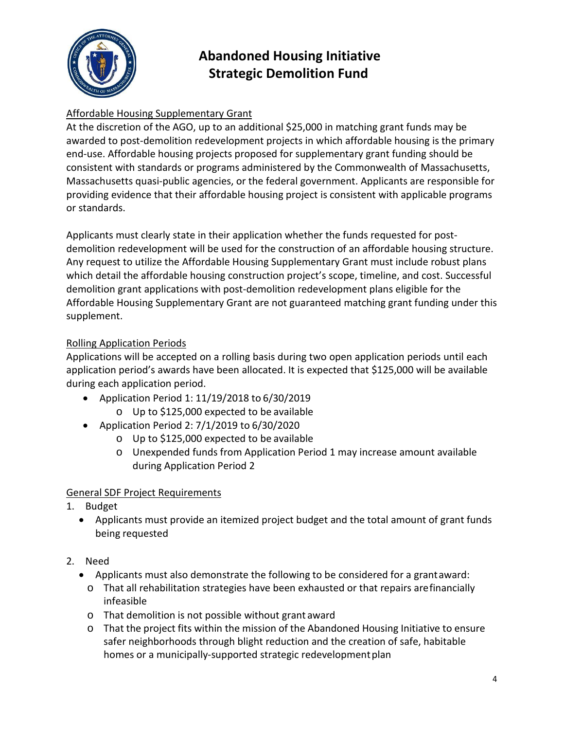# Abandoned Housing Initiative Strategic Demolition Fund

Affordable Housing Supplementary Grant

At the discretion of the AGO, up to an additional $25,000 in matching grant funds may be awarded to post-demolition redevelopment projects in which affordable housing is the primary end-use. Affordable housing projects proposed for supplementary grant funding should be consistent with standards or programs administered by the Commonwealth of Massachusetts, Massachusetts quasi-public agencies, or the federal government. Applicants are responsible for providing evidence that their affordable housing project is consistent with applicable programs or standards.

Applicants must clearly state in their application whether the funds requested for post-demolition redevelopment will be used for the construction of an affordable housing structure. Any request to utilize the Affordable Housing Supplementary Grant must include robust plans which detail the affordable housing construction project's scope, timeline, and cost. Successful demolition grant applications with post-demolition redevelopment plans eligible for the Affordable Housing Supplementary Grant are not guaranteed matching grant funding under this supplement.

Rolling Application Periods

Applications will be accepted on a rolling basis during two open application periods until each application period's awards have been allocated. It is expected that $125,000 will be available during each application period.

- Application Period 1: 11/19/2018 to 6/30/2019
  - Up to $125,000 expected to be available
- Application Period 2: 7/1/2019 to 6/30/2020
  - Up to $125,000 expected to be available
  - Unexpended funds from Application Period 1 may increase amount available during Application Period 2

General SDF Project Requirements

1. Budget
   - Applicants must provide an itemized project budget and the total amount of grant funds being requested

2. Need
   - Applicants must also demonstrate the following to be considered for a grant award:
     - That all rehabilitation strategies have been exhausted or that repairs are financially infeasible
     - That demolition is not possible without grant award
     - That the project fits within the mission of the Abandoned Housing Initiative to ensure safer neighborhoods through blight reduction and the creation of safe, habitable homes or a municipally-supported strategic redevelopment plan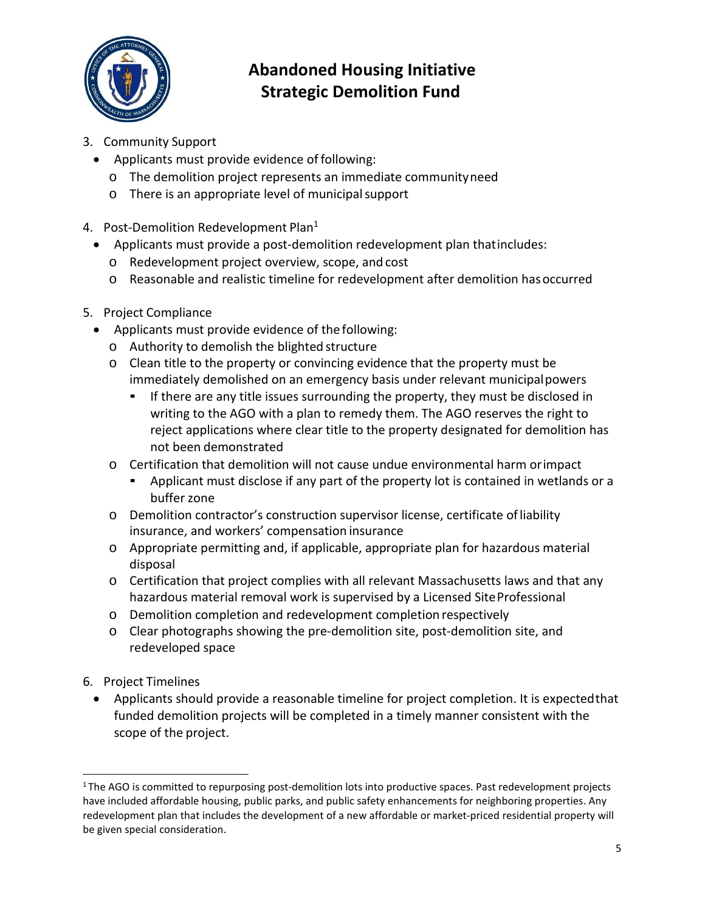3. Community Support
   - Applicants must provide evidence of following:
     - The demolition project represents an immediate community need
     - There is an appropriate level of municipal support

4. Post-Demolition Redevelopment Plan[1]
   - Applicants must provide a post-demolition redevelopment plan that includes:
     - Redevelopment project overview, scope, and cost
     - Reasonable and realistic timeline for redevelopment after demolition has occurred

5. Project Compliance
   - Applicants must provide evidence of the following:
     - Authority to demolish the blighted structure
     - Clean title to the property or convincing evidence that the property must be immediately demolished on an emergency basis under relevant municipal powers
       - If there are any title issues surrounding the property, they must be disclosed in writing to the AGO with a plan to remedy them. The AGO reserves the right to reject applications where clear title to the property designated for demolition has not been demonstrated
     - Certification that demolition will not cause undue environmental harm or impact
       - Applicant must disclose if any part of the property lot is contained in wetlands or a buffer zone
     - Demolition contractor's construction supervisor license, certificate of liability insurance, and workers' compensation insurance
     - Appropriate permitting and, if applicable, appropriate plan for hazardous material disposal
     - Certification that project complies with all relevant Massachusetts laws and that any hazardous material removal work is supervised by a Licensed Site Professional
     - Demolition completion and redevelopment completion respectively
     - Clear photographs showing the pre-demolition site, post-demolition site, and redeveloped space

6. Project Timelines
   - Applicants should provide a reasonable timeline for project completion. It is expected that funded demolition projects will be completed in a timely manner consistent with the scope of the project.

---

[1] The AGO is committed to repurposing post-demolition lots into productive spaces. Past redevelopment projects have included affordable housing, public parks, and public safety enhancements for neighboring properties. Any redevelopment plan that includes the development of a new affordable or market-priced residential property will be given special consideration.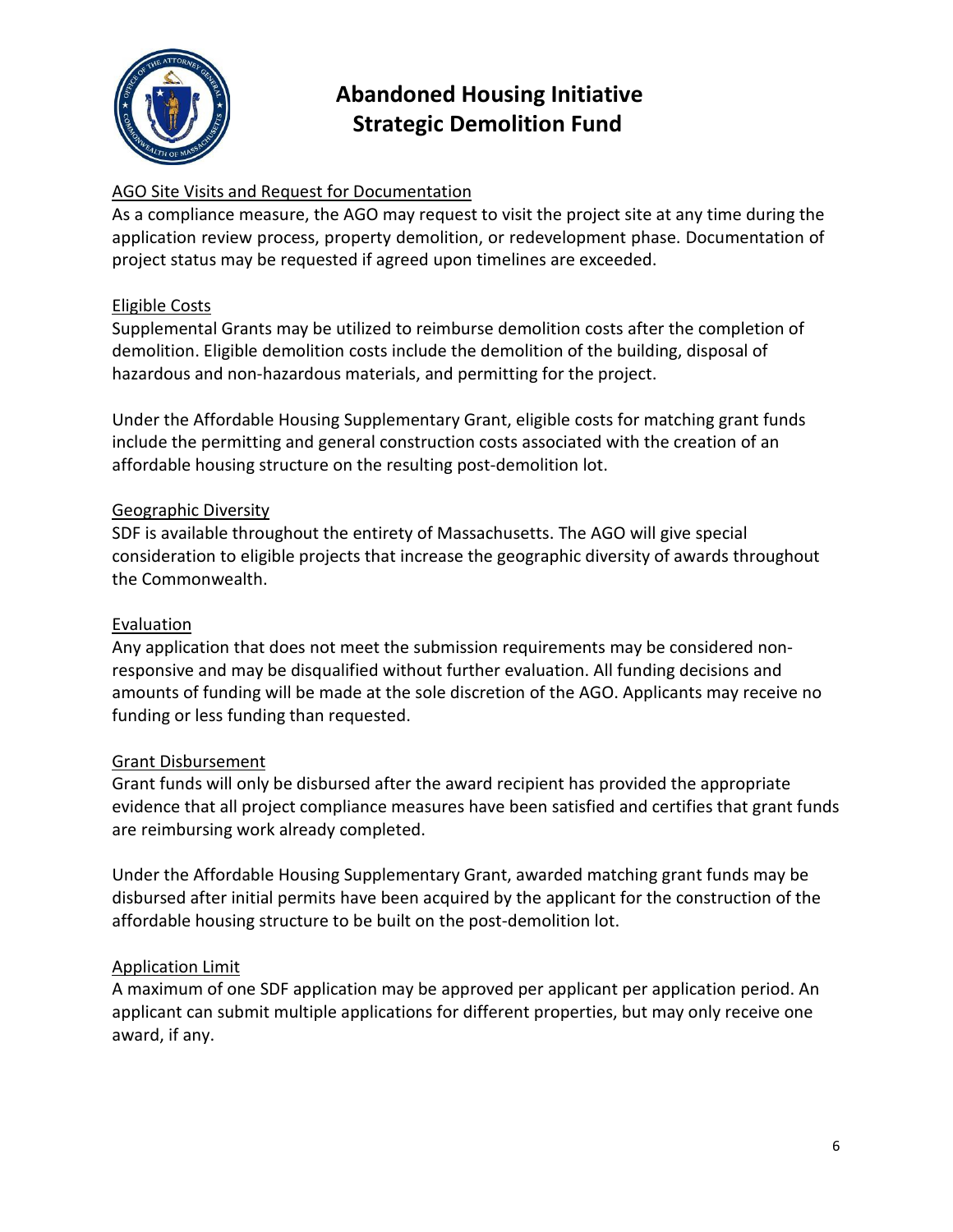# Abandoned Housing Initiative
# Strategic Demolition Fund

## AGO Site Visits and Request for Documentation

As a compliance measure, the AGO may request to visit the project site at any time during the application review process, property demolition, or redevelopment phase. Documentation of project status may be requested if agreed upon timelines are exceeded.

## Eligible Costs

Supplemental Grants may be utilized to reimburse demolition costs after the completion of demolition. Eligible demolition costs include the demolition of the building, disposal of hazardous and non-hazardous materials, and permitting for the project.

Under the Affordable Housing Supplementary Grant, eligible costs for matching grant funds include the permitting and general construction costs associated with the creation of an affordable housing structure on the resulting post-demolition lot.

## Geographic Diversity

SDF is available throughout the entirety of Massachusetts. The AGO will give special consideration to eligible projects that increase the geographic diversity of awards throughout the Commonwealth.

## Evaluation

Any application that does not meet the submission requirements may be considered non-responsive and may be disqualified without further evaluation. All funding decisions and amounts of funding will be made at the sole discretion of the AGO. Applicants may receive no funding or less funding than requested.

## Grant Disbursement

Grant funds will only be disbursed after the award recipient has provided the appropriate evidence that all project compliance measures have been satisfied and certifies that grant funds are reimbursing work already completed.

Under the Affordable Housing Supplementary Grant, awarded matching grant funds may be disbursed after initial permits have been acquired by the applicant for the construction of the affordable housing structure to be built on the post-demolition lot.

## Application Limit

A maximum of one SDF application may be approved per applicant per application period. An applicant can submit multiple applications for different properties, but may only receive one award, if any.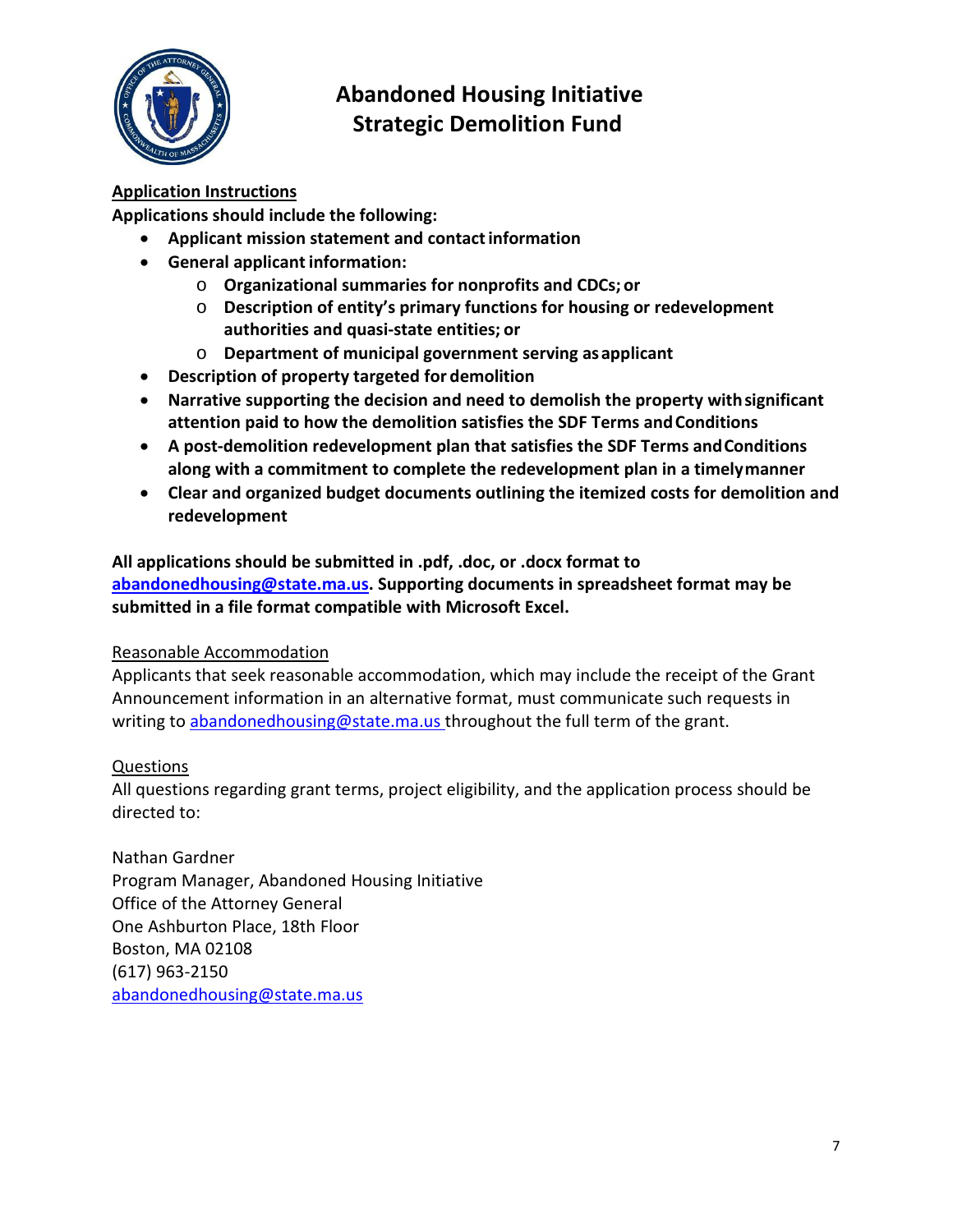# Abandoned Housing Initiative Strategic Demolition Fund

**Application Instructions**

**Applications should include the following:**

- **Applicant mission statement and contact information**
- **General applicant information:**
  - **Organizational summaries for nonprofits and CDCs; or**
  - **Description of entity's primary functions for housing or redevelopment authorities and quasi-state entities; or**
  - **Department of municipal government serving as applicant**
- **Description of property targeted for demolition**
- **Narrative supporting the decision and need to demolish the property with significant attention paid to how the demolition satisfies the SDF Terms and Conditions**
- **A post-demolition redevelopment plan that satisfies the SDF Terms and Conditions along with a commitment to complete the redevelopment plan in a timely manner**
- **Clear and organized budget documents outlining the itemized costs for demolition and redevelopment**

**All applications should be submitted in .pdf, .doc, or .docx format to abandonedhousing@state.ma.us. Supporting documents in spreadsheet format may be submitted in a file format compatible with Microsoft Excel.**

Reasonable Accommodation

Applicants that seek reasonable accommodation, which may include the receipt of the Grant Announcement information in an alternative format, must communicate such requests in writing to abandonedhousing@state.ma.us throughout the full term of the grant.

Questions

All questions regarding grant terms, project eligibility, and the application process should be directed to:

Nathan Gardner
Program Manager, Abandoned Housing Initiative
Office of the Attorney General
One Ashburton Place, 18th Floor
Boston, MA 02108
(617) 963-2150
abandonedhousing@state.ma.us